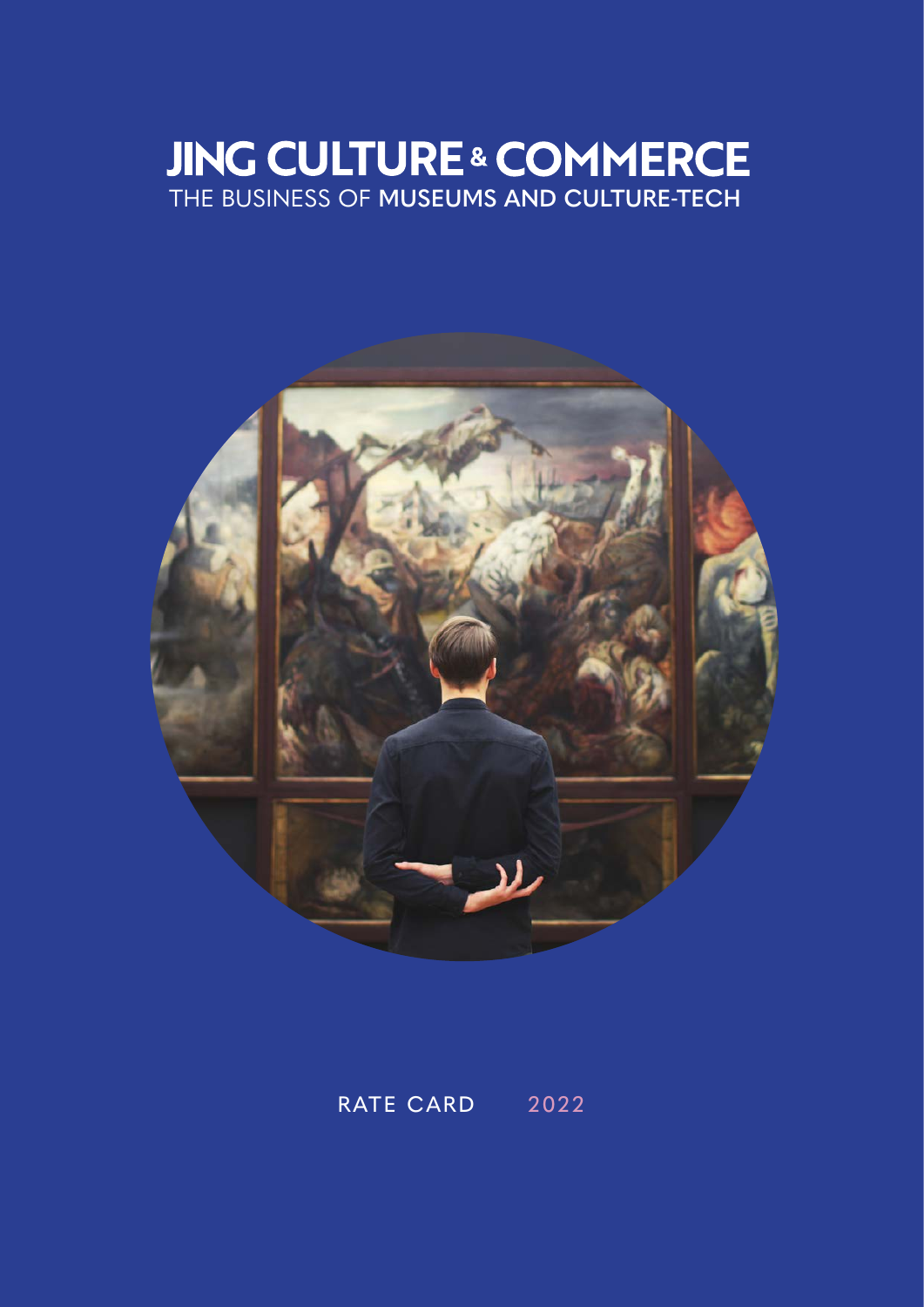# JING CULTURE & COMMERCE

THE BUSINESS OF MUSEUMS AND CULTURE-TECH

RATE CARD 2022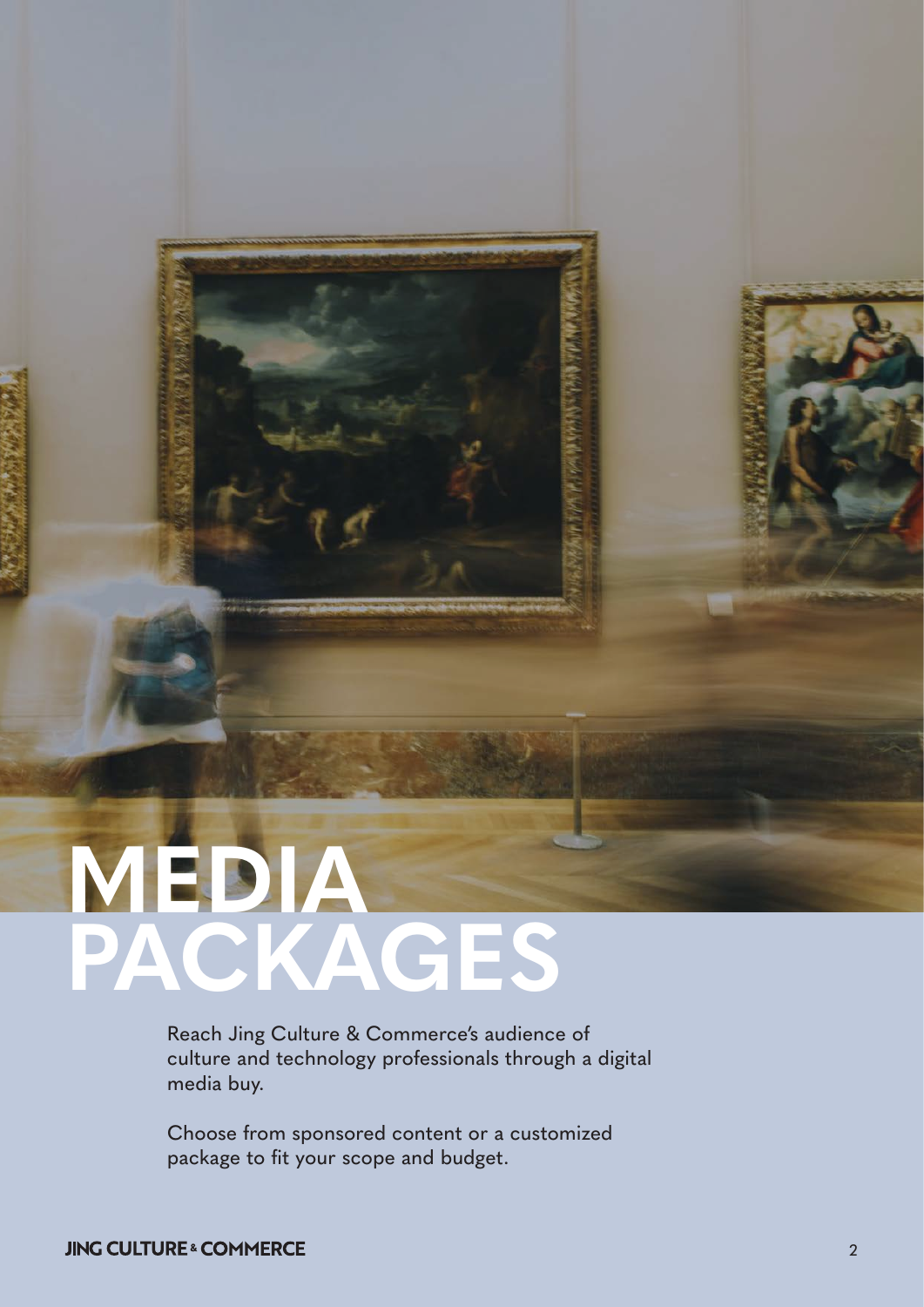# MEDIA PACKAGES

Reach Jing Culture & Commerce's audience of culture and technology professionals through a digital media buy.

Choose from sponsored content or a customized package to fit your scope and budget.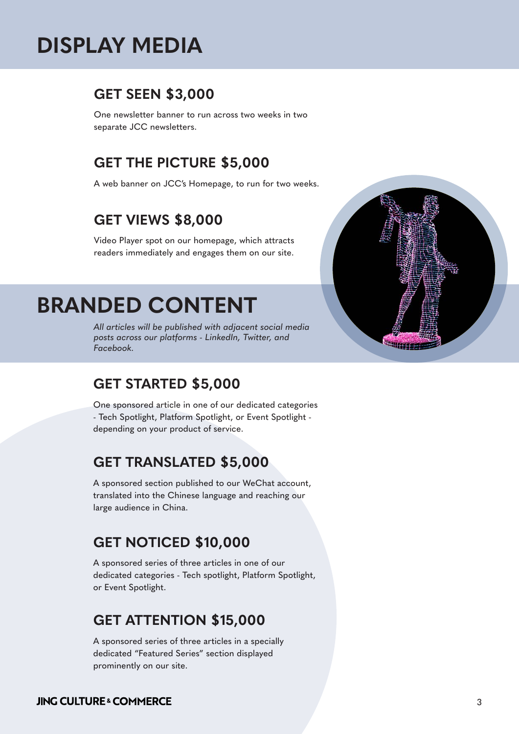# DISPLAY MEDIA

## GET SEEN $3,000

One newsletter banner to run across two weeks in two separate JCC newsletters.

## GET THE PICTURE $5,000

A web banner on JCC's Homepage, to run for two weeks.

## GET VIEWS $8,000

Video Player spot on our homepage, which attracts readers immediately and engages them on our site.

# BRANDED CONTENT

*All articles will be published with adjacent social media posts across our platforms - LinkedIn, Twitter, and Facebook.*

## GET STARTED $5,000

One sponsored article in one of our dedicated categories - Tech Spotlight, Platform Spotlight, or Event Spotlight - depending on your product of service.

## GET TRANSLATED $5,000

A sponsored section published to our WeChat account, translated into the Chinese language and reaching our large audience in China.

## GET NOTICED $10,000

A sponsored series of three articles in one of our dedicated categories - Tech spotlight, Platform Spotlight, or Event Spotlight.

## GET ATTENTION $15,000

A sponsored series of three articles in a specially dedicated "Featured Series" section displayed prominently on our site.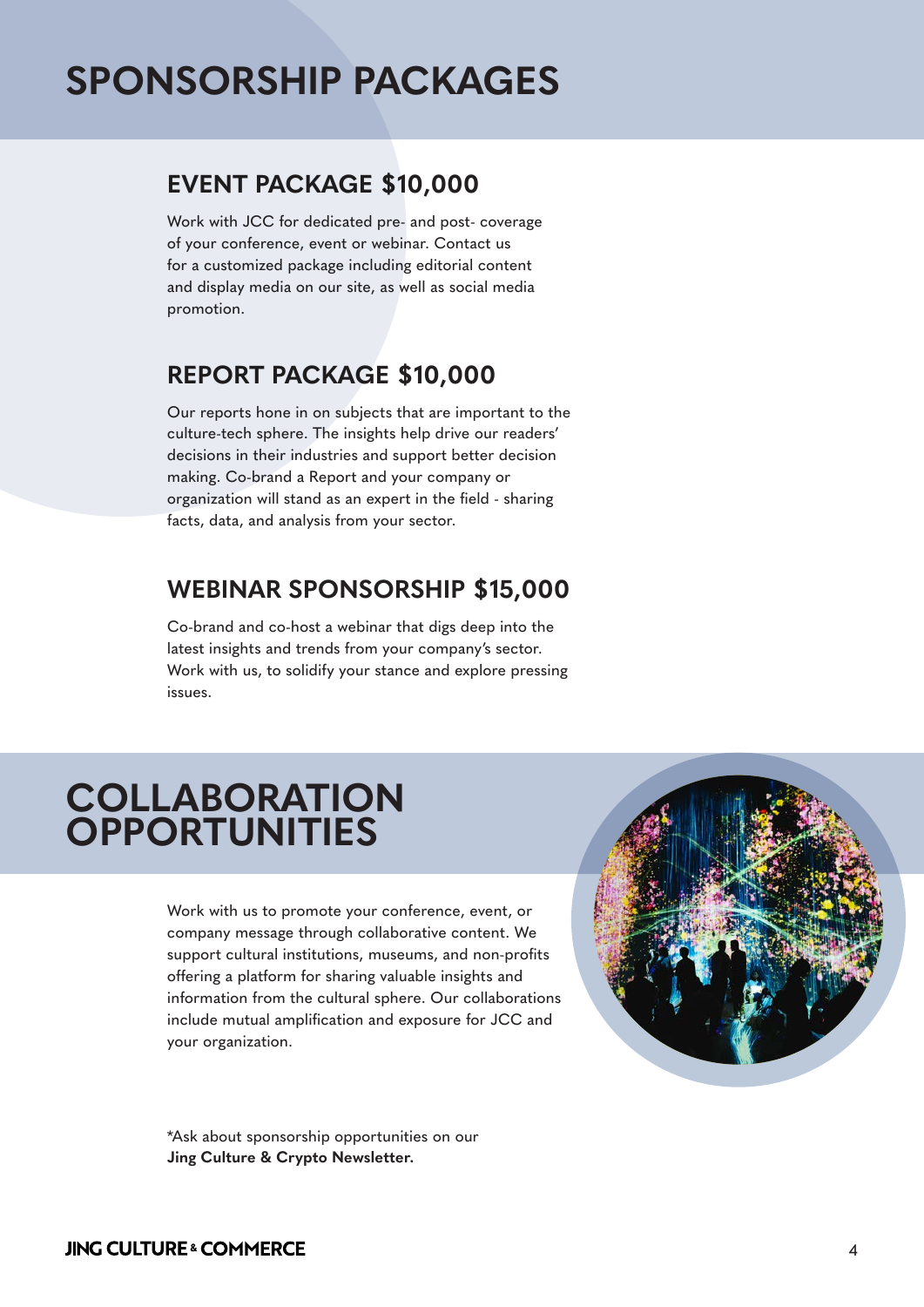# SPONSORSHIP PACKAGES

## EVENT PACKAGE $10,000

Work with JCC for dedicated pre- and post- coverage of your conference, event or webinar. Contact us for a customized package including editorial content and display media on our site, as well as social media promotion.

## REPORT PACKAGE $10,000

Our reports hone in on subjects that are important to the culture-tech sphere. The insights help drive our readers' decisions in their industries and support better decision making. Co-brand a Report and your company or organization will stand as an expert in the field - sharing facts, data, and analysis from your sector.

## WEBINAR SPONSORSHIP $15,000

Co-brand and co-host a webinar that digs deep into the latest insights and trends from your company's sector. Work with us, to solidify your stance and explore pressing issues.

# COLLABORATION OPPORTUNITIES

Work with us to promote your conference, event, or company message through collaborative content. We support cultural institutions, museums, and non-profits offering a platform for sharing valuable insights and information from the cultural sphere. Our collaborations include mutual amplification and exposure for JCC and your organization.

*Ask about sponsorship opportunities on our **Jing Culture & Crypto Newsletter.**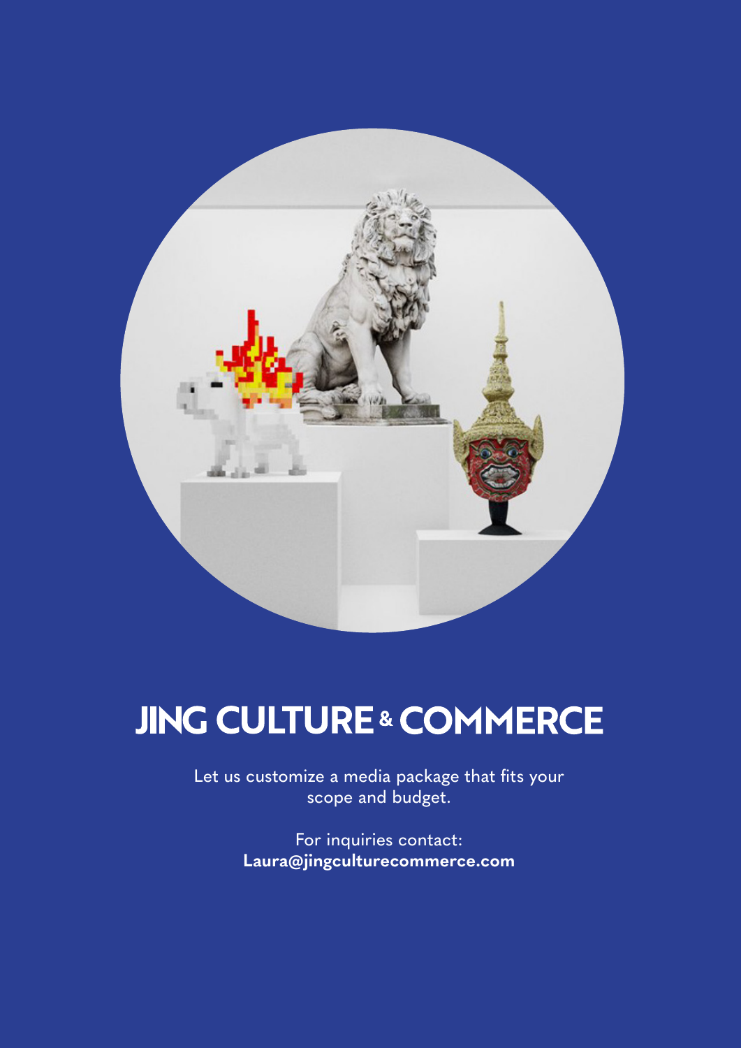# JING CULTURE & COMMERCE

Let us customize a media package that fits your scope and budget.

For inquiries contact:
**Laura@jingculturecommerce.com**